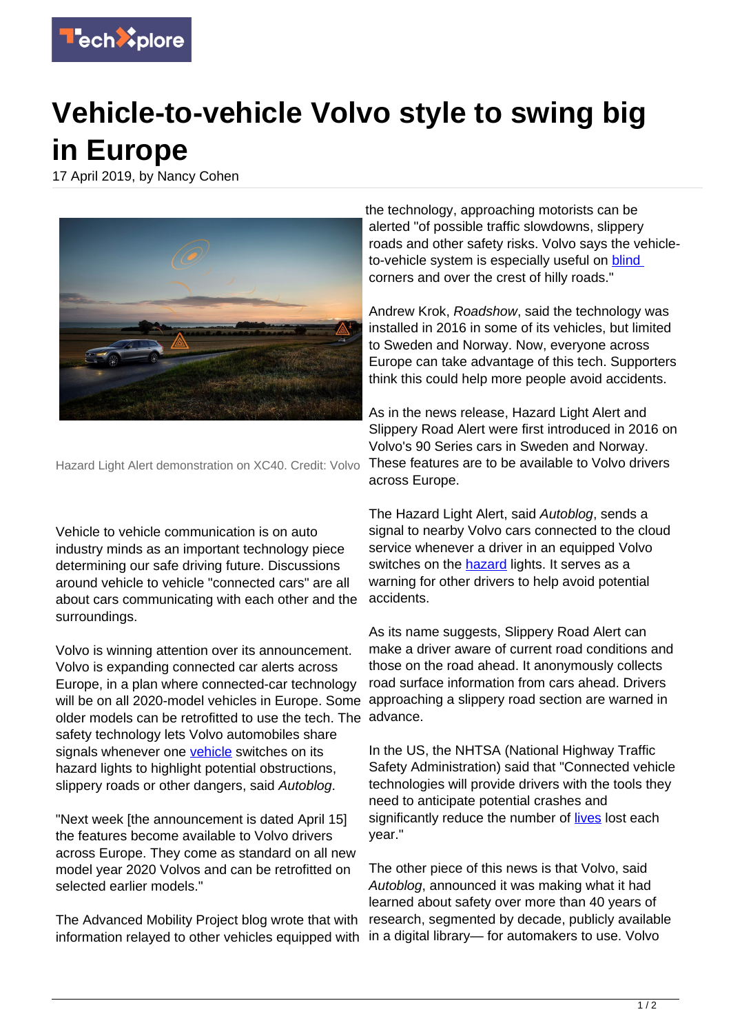# Vehicle-to-vehicle Volvo style to swing big in Europe

17 April 2019, by Nancy Cohen

Hazard Light Alert demonstration on XC40. Credit: Volvo

Vehicle to vehicle communication is on auto industry minds as an important technology piece determining our safe driving future. Discussions around vehicle to vehicle "connected cars" are all about cars communicating with each other and the surroundings.

Volvo is winning attention over its announcement. Volvo is expanding connected car alerts across Europe, in a plan where connected-car technology will be on all 2020-model vehicles in Europe. Some older models can be retrofitted to use the tech. The safety technology lets Volvo automobiles share signals whenever one vehicle switches on its hazard lights to highlight potential obstructions, slippery roads or other dangers, said *Autoblog*.

"Next week [the announcement is dated April 15] the features become available to Volvo drivers across Europe. They come as standard on all new model year 2020 Volvos and can be retrofitted on selected earlier models."

The Advanced Mobility Project blog wrote that with information relayed to other vehicles equipped with the technology, approaching motorists can be alerted "of possible traffic slowdowns, slippery roads and other safety risks. Volvo says the vehicle-to-vehicle system is especially useful on blind corners and over the crest of hilly roads."

Andrew Krok, *Roadshow*, said the technology was installed in 2016 in some of its vehicles, but limited to Sweden and Norway. Now, everyone across Europe can take advantage of this tech. Supporters think this could help more people avoid accidents.

As in the news release, Hazard Light Alert and Slippery Road Alert were first introduced in 2016 on Volvo's 90 Series cars in Sweden and Norway. These features are to be available to Volvo drivers across Europe.

The Hazard Light Alert, said *Autoblog*, sends a signal to nearby Volvo cars connected to the cloud service whenever a driver in an equipped Volvo switches on the hazard lights. It serves as a warning for other drivers to help avoid potential accidents.

As its name suggests, Slippery Road Alert can make a driver aware of current road conditions and those on the road ahead. It anonymously collects road surface information from cars ahead. Drivers approaching a slippery road section are warned in advance.

In the US, the NHTSA (National Highway Traffic Safety Administration) said that "Connected vehicle technologies will provide drivers with the tools they need to anticipate potential crashes and significantly reduce the number of lives lost each year."

The other piece of this news is that Volvo, said *Autoblog*, announced it was making what it had learned about safety over more than 40 years of research, segmented by decade, publicly available in a digital library— for automakers to use. Volvo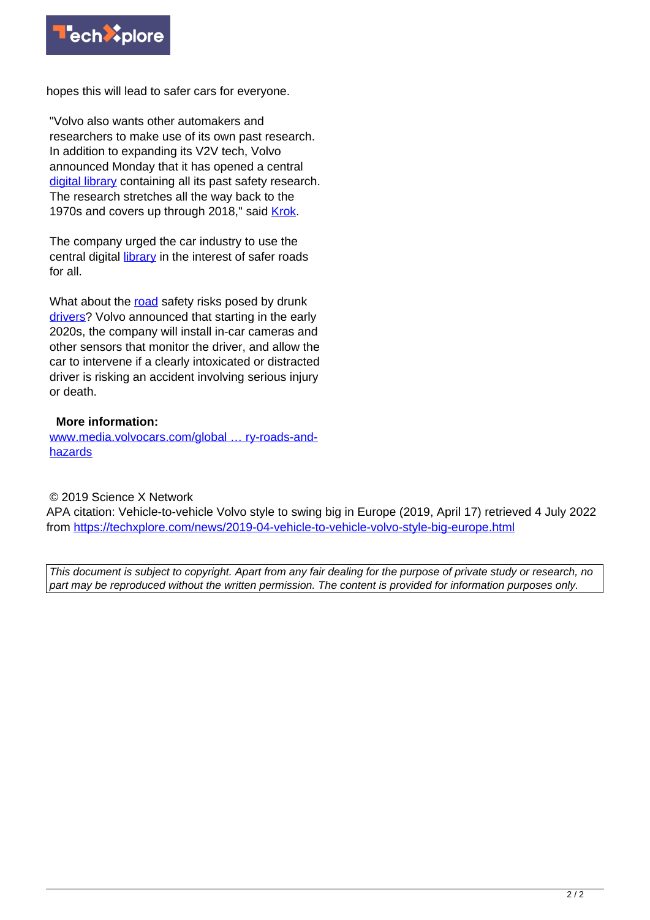hopes this will lead to safer cars for everyone.

"Volvo also wants other automakers and researchers to make use of its own past research. In addition to expanding its V2V tech, Volvo announced Monday that it has opened a central digital library containing all its past safety research. The research stretches all the way back to the 1970s and covers up through 2018," said Krok.

The company urged the car industry to use the central digital library in the interest of safer roads for all.

What about the road safety risks posed by drunk drivers? Volvo announced that starting in the early 2020s, the company will install in-car cameras and other sensors that monitor the driver, and allow the car to intervene if a clearly intoxicated or distracted driver is risking an accident involving serious injury or death.

**More information:** www.media.volvocars.com/global … ry-roads-and-hazards

© 2019 Science X Network

APA citation: Vehicle-to-vehicle Volvo style to swing big in Europe (2019, April 17) retrieved 4 July 2022 from https://techxplore.com/news/2019-04-vehicle-to-vehicle-volvo-style-big-europe.html

*This document is subject to copyright. Apart from any fair dealing for the purpose of private study or research, no part may be reproduced without the written permission. The content is provided for information purposes only.*